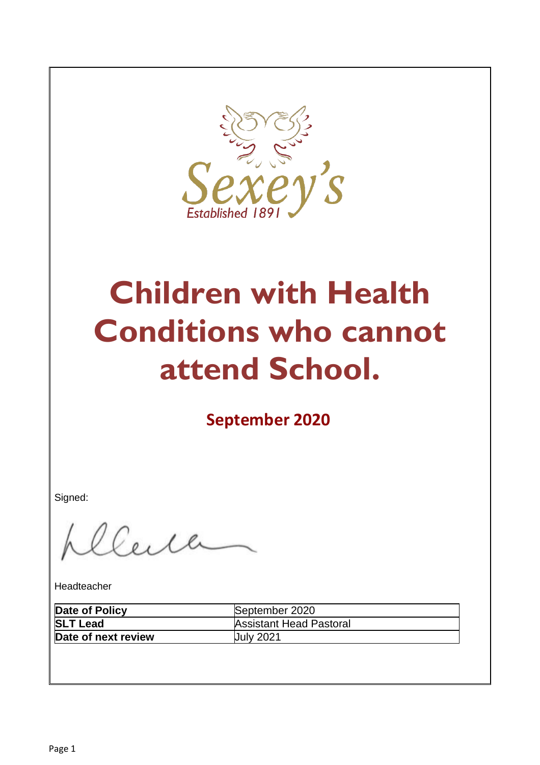Sexey's

Established 1891

# Children with Health Conditions who cannot attend School.

**September 2020**

Signed:

Headteacher

| **Date of Policy** | September 2020 |
|---|---|
| **SLT Lead** | Assistant Head Pastoral |
| **Date of next review** | July 2021 |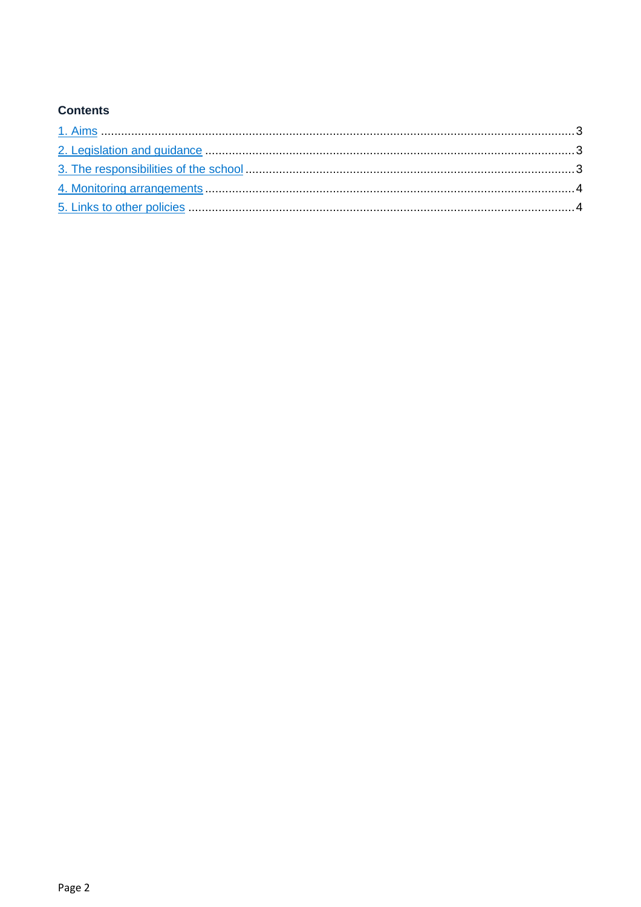**Contents**

1. Aims .......................................................................................................................................... 3
2. Legislation and guidance ........................................................................................................... 3
3. The responsibilities of the school .............................................................................................. 3
4. Monitoring arrangements ........................................................................................................... 4
5. Links to other policies ................................................................................................................ 4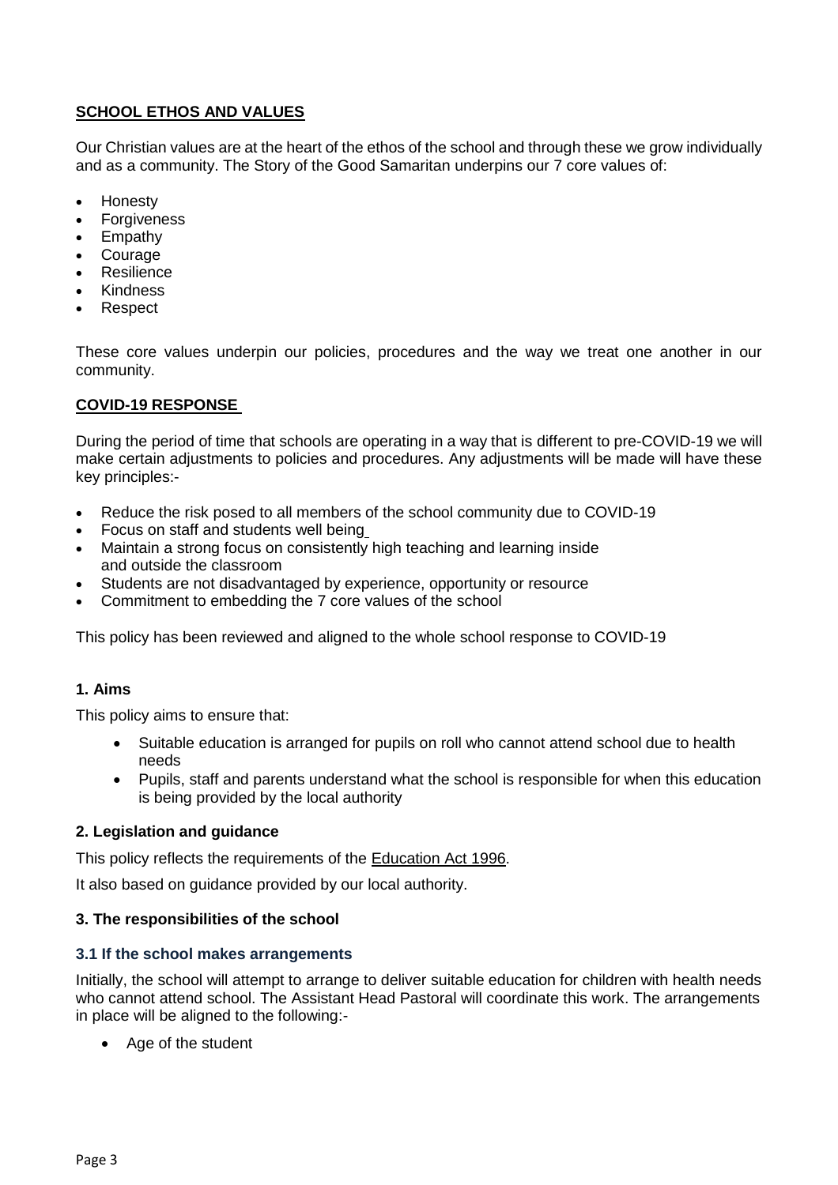## **SCHOOL ETHOS AND VALUES**

Our Christian values are at the heart of the ethos of the school and through these we grow individually and as a community. The Story of the Good Samaritan underpins our 7 core values of:

- Honesty
- Forgiveness
- Empathy
- Courage
- Resilience
- Kindness
- Respect

These core values underpin our policies, procedures and the way we treat one another in our community.

## **COVID-19 RESPONSE**

During the period of time that schools are operating in a way that is different to pre-COVID-19 we will make certain adjustments to policies and procedures. Any adjustments will be made will have these key principles:-

- Reduce the risk posed to all members of the school community due to COVID-19
- Focus on staff and students well being
- Maintain a strong focus on consistently high teaching and learning inside and outside the classroom
- Students are not disadvantaged by experience, opportunity or resource
- Commitment to embedding the 7 core values of the school

This policy has been reviewed and aligned to the whole school response to COVID-19

### 1. Aims

This policy aims to ensure that:

- Suitable education is arranged for pupils on roll who cannot attend school due to health needs
- Pupils, staff and parents understand what the school is responsible for when this education is being provided by the local authority

### 2. Legislation and guidance

This policy reflects the requirements of the Education Act 1996.

It also based on guidance provided by our local authority.

### 3. The responsibilities of the school

#### 3.1 If the school makes arrangements

Initially, the school will attempt to arrange to deliver suitable education for children with health needs who cannot attend school. The Assistant Head Pastoral will coordinate this work. The arrangements in place will be aligned to the following:-

- Age of the student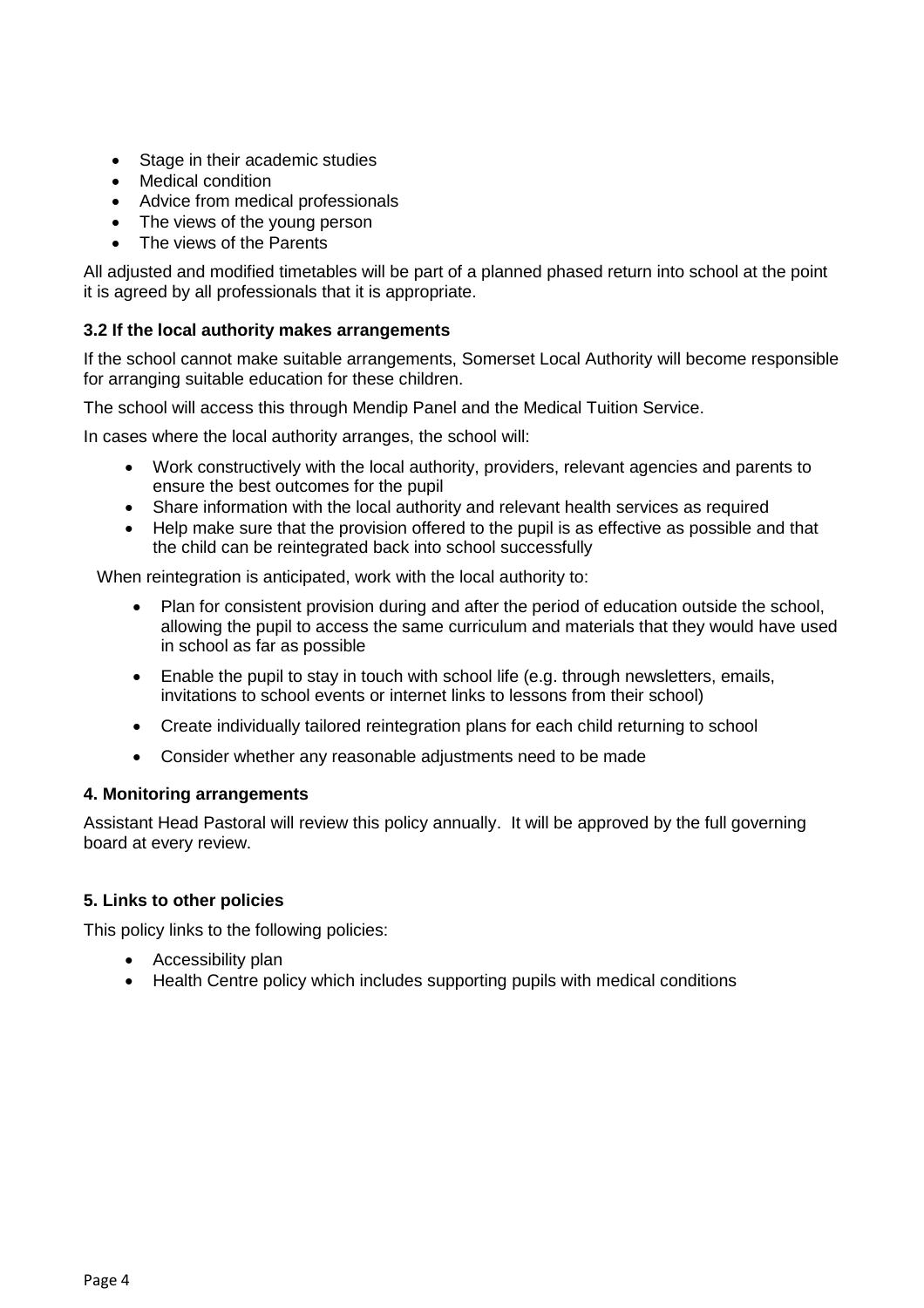- Stage in their academic studies
- Medical condition
- Advice from medical professionals
- The views of the young person
- The views of the Parents

All adjusted and modified timetables will be part of a planned phased return into school at the point it is agreed by all professionals that it is appropriate.

### 3.2 If the local authority makes arrangements

If the school cannot make suitable arrangements, Somerset Local Authority will become responsible for arranging suitable education for these children.

The school will access this through Mendip Panel and the Medical Tuition Service.

In cases where the local authority arranges, the school will:

- Work constructively with the local authority, providers, relevant agencies and parents to ensure the best outcomes for the pupil
- Share information with the local authority and relevant health services as required
- Help make sure that the provision offered to the pupil is as effective as possible and that the child can be reintegrated back into school successfully

When reintegration is anticipated, work with the local authority to:

- Plan for consistent provision during and after the period of education outside the school, allowing the pupil to access the same curriculum and materials that they would have used in school as far as possible
- Enable the pupil to stay in touch with school life (e.g. through newsletters, emails, invitations to school events or internet links to lessons from their school)
- Create individually tailored reintegration plans for each child returning to school
- Consider whether any reasonable adjustments need to be made

### 4. Monitoring arrangements

Assistant Head Pastoral will review this policy annually. It will be approved by the full governing board at every review.

### 5. Links to other policies

This policy links to the following policies:

- Accessibility plan
- Health Centre policy which includes supporting pupils with medical conditions